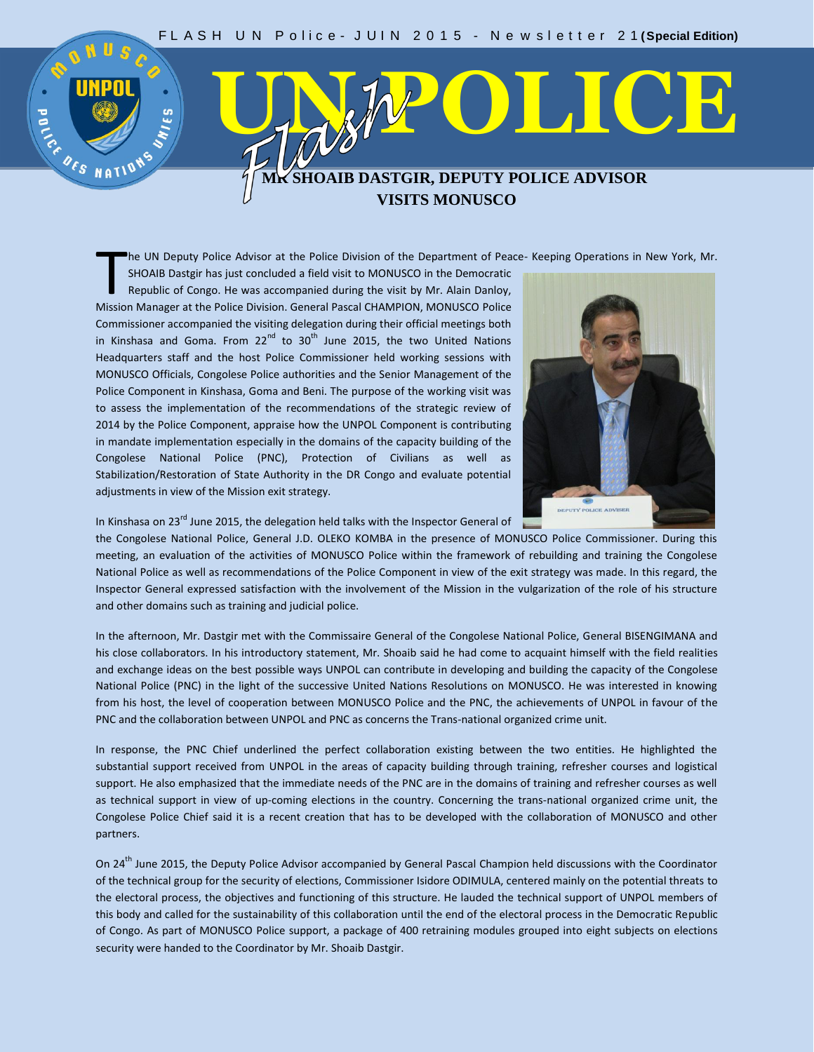FLASH UN Police- JUIN 2015 - Newsletter 21 **(Special Edition)**

# Flash UN POLICE

## MR SHOAIB DASTGIR, DEPUTY POLICE ADVISOR VISITS MONUSCO

The UN Deputy Police Advisor at the Police Division of the Department of Peace- Keeping Operations in New York, Mr. SHOAIB Dastgir has just concluded a field visit to MONUSCO in the Democratic Republic of Congo. He was accompanied during the visit by Mr. Alain Danloy, Mission Manager at the Police Division. General Pascal CHAMPION, MONUSCO Police Commissioner accompanied the visiting delegation during their official meetings both in Kinshasa and Goma. From 22nd to 30th June 2015, the two United Nations Headquarters staff and the host Police Commissioner held working sessions with MONUSCO Officials, Congolese Police authorities and the Senior Management of the Police Component in Kinshasa, Goma and Beni. The purpose of the working visit was to assess the implementation of the recommendations of the strategic review of 2014 by the Police Component, appraise how the UNPOL Component is contributing in mandate implementation especially in the domains of the capacity building of the Congolese National Police (PNC), Protection of Civilians as well as Stabilization/Restoration of State Authority in the DR Congo and evaluate potential adjustments in view of the Mission exit strategy.

In Kinshasa on 23rd June 2015, the delegation held talks with the Inspector General of the Congolese National Police, General J.D. OLEKO KOMBA in the presence of MONUSCO Police Commissioner. During this meeting, an evaluation of the activities of MONUSCO Police within the framework of rebuilding and training the Congolese National Police as well as recommendations of the Police Component in view of the exit strategy was made. In this regard, the Inspector General expressed satisfaction with the involvement of the Mission in the vulgarization of the role of his structure and other domains such as training and judicial police.

In the afternoon, Mr. Dastgir met with the Commissaire General of the Congolese National Police, General BISENGIMANA and his close collaborators. In his introductory statement, Mr. Shoaib said he had come to acquaint himself with the field realities and exchange ideas on the best possible ways UNPOL can contribute in developing and building the capacity of the Congolese National Police (PNC) in the light of the successive United Nations Resolutions on MONUSCO. He was interested in knowing from his host, the level of cooperation between MONUSCO Police and the PNC, the achievements of UNPOL in favour of the PNC and the collaboration between UNPOL and PNC as concerns the Trans-national organized crime unit.

In response, the PNC Chief underlined the perfect collaboration existing between the two entities. He highlighted the substantial support received from UNPOL in the areas of capacity building through training, refresher courses and logistical support. He also emphasized that the immediate needs of the PNC are in the domains of training and refresher courses as well as technical support in view of up-coming elections in the country. Concerning the trans-national organized crime unit, the Congolese Police Chief said it is a recent creation that has to be developed with the collaboration of MONUSCO and other partners.

On 24th June 2015, the Deputy Police Advisor accompanied by General Pascal Champion held discussions with the Coordinator of the technical group for the security of elections, Commissioner Isidore ODIMULA, centered mainly on the potential threats to the electoral process, the objectives and functioning of this structure. He lauded the technical support of UNPOL members of this body and called for the sustainability of this collaboration until the end of the electoral process in the Democratic Republic of Congo. As part of MONUSCO Police support, a package of 400 retraining modules grouped into eight subjects on elections security were handed to the Coordinator by Mr. Shoaib Dastgir.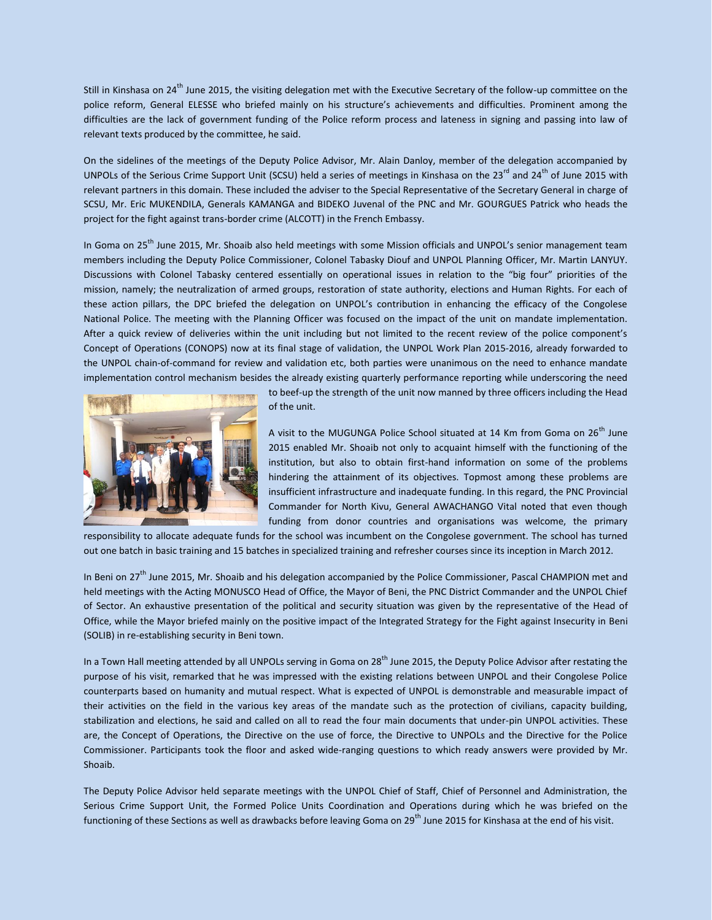Still in Kinshasa on 24th June 2015, the visiting delegation met with the Executive Secretary of the follow-up committee on the police reform, General ELESSE who briefed mainly on his structure's achievements and difficulties. Prominent among the difficulties are the lack of government funding of the Police reform process and lateness in signing and passing into law of relevant texts produced by the committee, he said.

On the sidelines of the meetings of the Deputy Police Advisor, Mr. Alain Danloy, member of the delegation accompanied by UNPOLs of the Serious Crime Support Unit (SCSU) held a series of meetings in Kinshasa on the 23rd and 24th of June 2015 with relevant partners in this domain. These included the adviser to the Special Representative of the Secretary General in charge of SCSU, Mr. Eric MUKENDILA, Generals KAMANGA and BIDEKO Juvenal of the PNC and Mr. GOURGUES Patrick who heads the project for the fight against trans-border crime (ALCOTT) in the French Embassy.

In Goma on 25th June 2015, Mr. Shoaib also held meetings with some Mission officials and UNPOL's senior management team members including the Deputy Police Commissioner, Colonel Tabasky Diouf and UNPOL Planning Officer, Mr. Martin LANYUY. Discussions with Colonel Tabasky centered essentially on operational issues in relation to the "big four" priorities of the mission, namely; the neutralization of armed groups, restoration of state authority, elections and Human Rights. For each of these action pillars, the DPC briefed the delegation on UNPOL's contribution in enhancing the efficacy of the Congolese National Police. The meeting with the Planning Officer was focused on the impact of the unit on mandate implementation. After a quick review of deliveries within the unit including but not limited to the recent review of the police component's Concept of Operations (CONOPS) now at its final stage of validation, the UNPOL Work Plan 2015-2016, already forwarded to the UNPOL chain-of-command for review and validation etc, both parties were unanimous on the need to enhance mandate implementation control mechanism besides the already existing quarterly performance reporting while underscoring the need to beef-up the strength of the unit now manned by three officers including the Head of the unit.

A visit to the MUGUNGA Police School situated at 14 Km from Goma on 26th June 2015 enabled Mr. Shoaib not only to acquaint himself with the functioning of the institution, but also to obtain first-hand information on some of the problems hindering the attainment of its objectives. Topmost among these problems are insufficient infrastructure and inadequate funding. In this regard, the PNC Provincial Commander for North Kivu, General AWACHANGO Vital noted that even though funding from donor countries and organisations was welcome, the primary responsibility to allocate adequate funds for the school was incumbent on the Congolese government. The school has turned out one batch in basic training and 15 batches in specialized training and refresher courses since its inception in March 2012.

In Beni on 27th June 2015, Mr. Shoaib and his delegation accompanied by the Police Commissioner, Pascal CHAMPION met and held meetings with the Acting MONUSCO Head of Office, the Mayor of Beni, the PNC District Commander and the UNPOL Chief of Sector. An exhaustive presentation of the political and security situation was given by the representative of the Head of Office, while the Mayor briefed mainly on the positive impact of the Integrated Strategy for the Fight against Insecurity in Beni (SOLIB) in re-establishing security in Beni town.

In a Town Hall meeting attended by all UNPOLs serving in Goma on 28th June 2015, the Deputy Police Advisor after restating the purpose of his visit, remarked that he was impressed with the existing relations between UNPOL and their Congolese Police counterparts based on humanity and mutual respect. What is expected of UNPOL is demonstrable and measurable impact of their activities on the field in the various key areas of the mandate such as the protection of civilians, capacity building, stabilization and elections, he said and called on all to read the four main documents that under-pin UNPOL activities. These are, the Concept of Operations, the Directive on the use of force, the Directive to UNPOLs and the Directive for the Police Commissioner. Participants took the floor and asked wide-ranging questions to which ready answers were provided by Mr. Shoaib.

The Deputy Police Advisor held separate meetings with the UNPOL Chief of Staff, Chief of Personnel and Administration, the Serious Crime Support Unit, the Formed Police Units Coordination and Operations during which he was briefed on the functioning of these Sections as well as drawbacks before leaving Goma on 29th June 2015 for Kinshasa at the end of his visit.